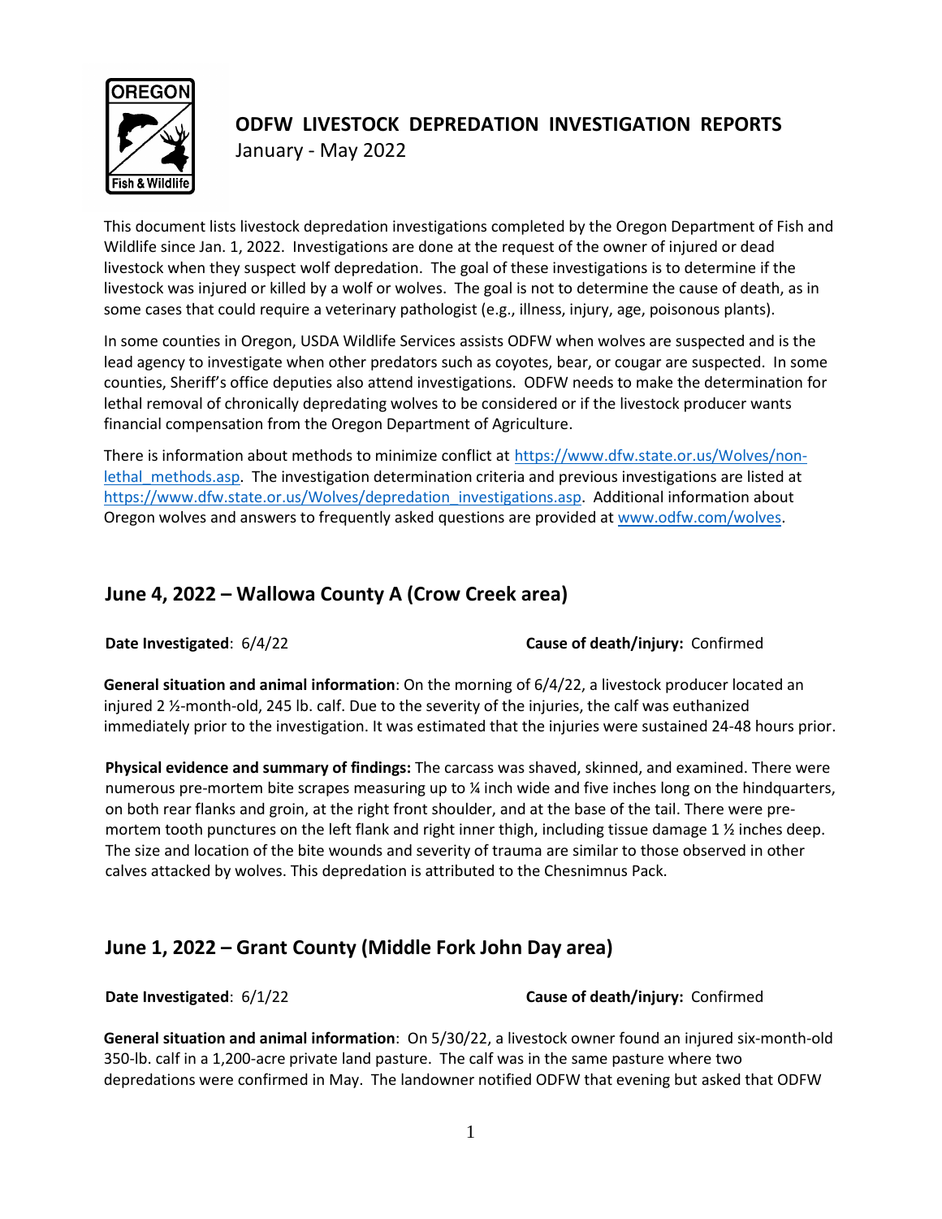# ODFW LIVESTOCK DEPREDATION INVESTIGATION REPORTS

January - May 2022

This document lists livestock depredation investigations completed by the Oregon Department of Fish and Wildlife since Jan. 1, 2022. Investigations are done at the request of the owner of injured or dead livestock when they suspect wolf depredation. The goal of these investigations is to determine if the livestock was injured or killed by a wolf or wolves. The goal is not to determine the cause of death, as in some cases that could require a veterinary pathologist (e.g., illness, injury, age, poisonous plants).

In some counties in Oregon, USDA Wildlife Services assists ODFW when wolves are suspected and is the lead agency to investigate when other predators such as coyotes, bear, or cougar are suspected. In some counties, Sheriff's office deputies also attend investigations. ODFW needs to make the determination for lethal removal of chronically depredating wolves to be considered or if the livestock producer wants financial compensation from the Oregon Department of Agriculture.

There is information about methods to minimize conflict at [https://www.dfw.state.or.us/Wolves/non-lethal_methods.asp](https://www.dfw.state.or.us/Wolves/non-lethal_methods.asp). The investigation determination criteria and previous investigations are listed at [https://www.dfw.state.or.us/Wolves/depredation_investigations.asp](https://www.dfw.state.or.us/Wolves/depredation_investigations.asp). Additional information about Oregon wolves and answers to frequently asked questions are provided at [www.odfw.com/wolves](www.odfw.com/wolves).

## June 4, 2022 – Wallowa County A (Crow Creek area)

**Date Investigated**: 6/4/22 **Cause of death/injury:** Confirmed

**General situation and animal information**: On the morning of 6/4/22, a livestock producer located an injured 2 ½-month-old, 245 lb. calf. Due to the severity of the injuries, the calf was euthanized immediately prior to the investigation. It was estimated that the injuries were sustained 24-48 hours prior.

**Physical evidence and summary of findings:** The carcass was shaved, skinned, and examined. There were numerous pre-mortem bite scrapes measuring up to ¼ inch wide and five inches long on the hindquarters, on both rear flanks and groin, at the right front shoulder, and at the base of the tail. There were pre-mortem tooth punctures on the left flank and right inner thigh, including tissue damage 1 ½ inches deep. The size and location of the bite wounds and severity of trauma are similar to those observed in other calves attacked by wolves. This depredation is attributed to the Chesnimnus Pack.

## June 1, 2022 – Grant County (Middle Fork John Day area)

**Date Investigated**: 6/1/22 **Cause of death/injury:** Confirmed

**General situation and animal information**: On 5/30/22, a livestock owner found an injured six-month-old 350-lb. calf in a 1,200-acre private land pasture. The calf was in the same pasture where two depredations were confirmed in May. The landowner notified ODFW that evening but asked that ODFW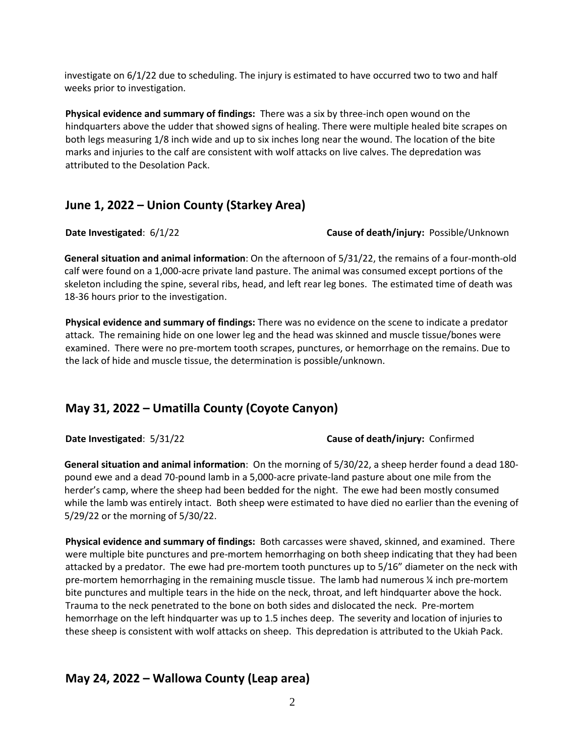investigate on 6/1/22 due to scheduling. The injury is estimated to have occurred two to two and half weeks prior to investigation.

**Physical evidence and summary of findings:** There was a six by three-inch open wound on the hindquarters above the udder that showed signs of healing. There were multiple healed bite scrapes on both legs measuring 1/8 inch wide and up to six inches long near the wound. The location of the bite marks and injuries to the calf are consistent with wolf attacks on live calves. The depredation was attributed to the Desolation Pack.

## June 1, 2022 – Union County (Starkey Area)

**Date Investigated**: 6/1/22 **Cause of death/injury:** Possible/Unknown

**General situation and animal information**: On the afternoon of 5/31/22, the remains of a four-month-old calf were found on a 1,000-acre private land pasture. The animal was consumed except portions of the skeleton including the spine, several ribs, head, and left rear leg bones. The estimated time of death was 18-36 hours prior to the investigation.

**Physical evidence and summary of findings:** There was no evidence on the scene to indicate a predator attack. The remaining hide on one lower leg and the head was skinned and muscle tissue/bones were examined. There were no pre-mortem tooth scrapes, punctures, or hemorrhage on the remains. Due to the lack of hide and muscle tissue, the determination is possible/unknown.

## May 31, 2022 – Umatilla County (Coyote Canyon)

**Date Investigated**: 5/31/22 **Cause of death/injury:** Confirmed

**General situation and animal information**: On the morning of 5/30/22, a sheep herder found a dead 180-pound ewe and a dead 70-pound lamb in a 5,000-acre private-land pasture about one mile from the herder's camp, where the sheep had been bedded for the night. The ewe had been mostly consumed while the lamb was entirely intact. Both sheep were estimated to have died no earlier than the evening of 5/29/22 or the morning of 5/30/22.

**Physical evidence and summary of findings:** Both carcasses were shaved, skinned, and examined. There were multiple bite punctures and pre-mortem hemorrhaging on both sheep indicating that they had been attacked by a predator. The ewe had pre-mortem tooth punctures up to 5/16" diameter on the neck with pre-mortem hemorrhaging in the remaining muscle tissue. The lamb had numerous ¼ inch pre-mortem bite punctures and multiple tears in the hide on the neck, throat, and left hindquarter above the hock. Trauma to the neck penetrated to the bone on both sides and dislocated the neck. Pre-mortem hemorrhage on the left hindquarter was up to 1.5 inches deep. The severity and location of injuries to these sheep is consistent with wolf attacks on sheep. This depredation is attributed to the Ukiah Pack.

## May 24, 2022 – Wallowa County (Leap area)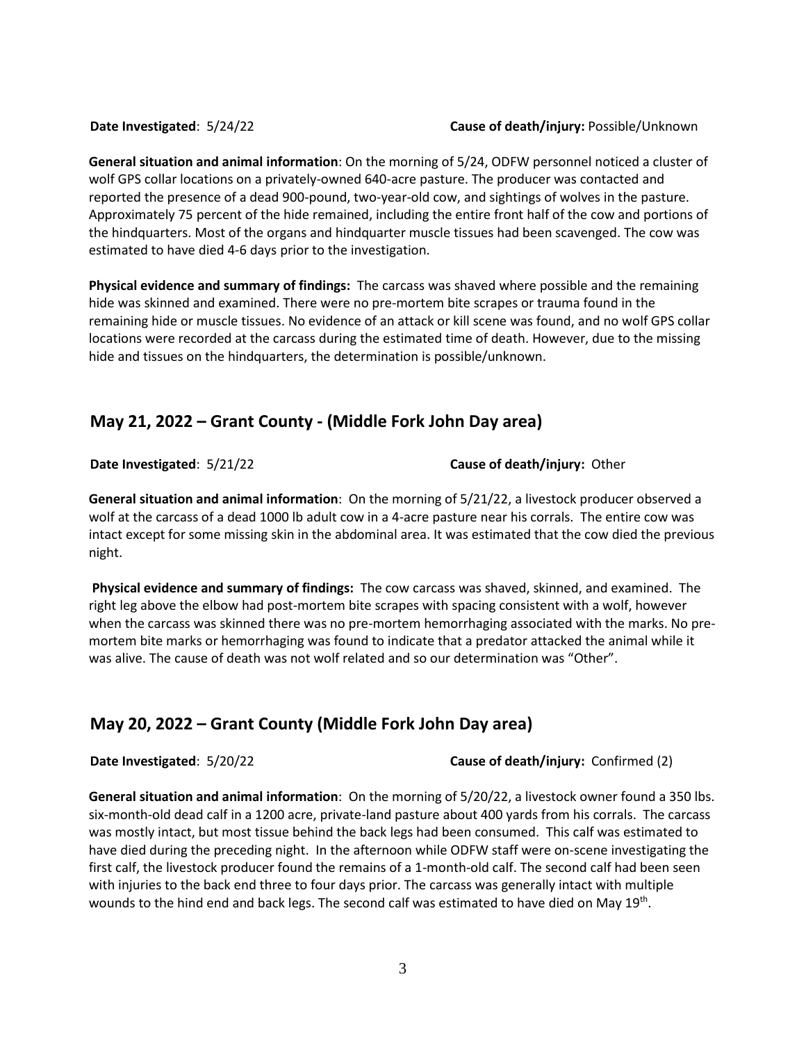**Date Investigated**: 5/24/22 **Cause of death/injury:** Possible/Unknown

**General situation and animal information**: On the morning of 5/24, ODFW personnel noticed a cluster of wolf GPS collar locations on a privately-owned 640-acre pasture. The producer was contacted and reported the presence of a dead 900-pound, two-year-old cow, and sightings of wolves in the pasture. Approximately 75 percent of the hide remained, including the entire front half of the cow and portions of the hindquarters. Most of the organs and hindquarter muscle tissues had been scavenged. The cow was estimated to have died 4-6 days prior to the investigation.

**Physical evidence and summary of findings:** The carcass was shaved where possible and the remaining hide was skinned and examined. There were no pre-mortem bite scrapes or trauma found in the remaining hide or muscle tissues. No evidence of an attack or kill scene was found, and no wolf GPS collar locations were recorded at the carcass during the estimated time of death. However, due to the missing hide and tissues on the hindquarters, the determination is possible/unknown.

## May 21, 2022 – Grant County - (Middle Fork John Day area)

**Date Investigated**: 5/21/22 **Cause of death/injury:** Other

**General situation and animal information**: On the morning of 5/21/22, a livestock producer observed a wolf at the carcass of a dead 1000 lb adult cow in a 4-acre pasture near his corrals. The entire cow was intact except for some missing skin in the abdominal area. It was estimated that the cow died the previous night.

**Physical evidence and summary of findings:** The cow carcass was shaved, skinned, and examined. The right leg above the elbow had post-mortem bite scrapes with spacing consistent with a wolf, however when the carcass was skinned there was no pre-mortem hemorrhaging associated with the marks. No pre-mortem bite marks or hemorrhaging was found to indicate that a predator attacked the animal while it was alive. The cause of death was not wolf related and so our determination was "Other".

## May 20, 2022 – Grant County (Middle Fork John Day area)

**Date Investigated**: 5/20/22 **Cause of death/injury:** Confirmed (2)

**General situation and animal information**: On the morning of 5/20/22, a livestock owner found a 350 lbs. six-month-old dead calf in a 1200 acre, private-land pasture about 400 yards from his corrals. The carcass was mostly intact, but most tissue behind the back legs had been consumed. This calf was estimated to have died during the preceding night. In the afternoon while ODFW staff were on-scene investigating the first calf, the livestock producer found the remains of a 1-month-old calf. The second calf had been seen with injuries to the back end three to four days prior. The carcass was generally intact with multiple wounds to the hind end and back legs. The second calf was estimated to have died on May 19th.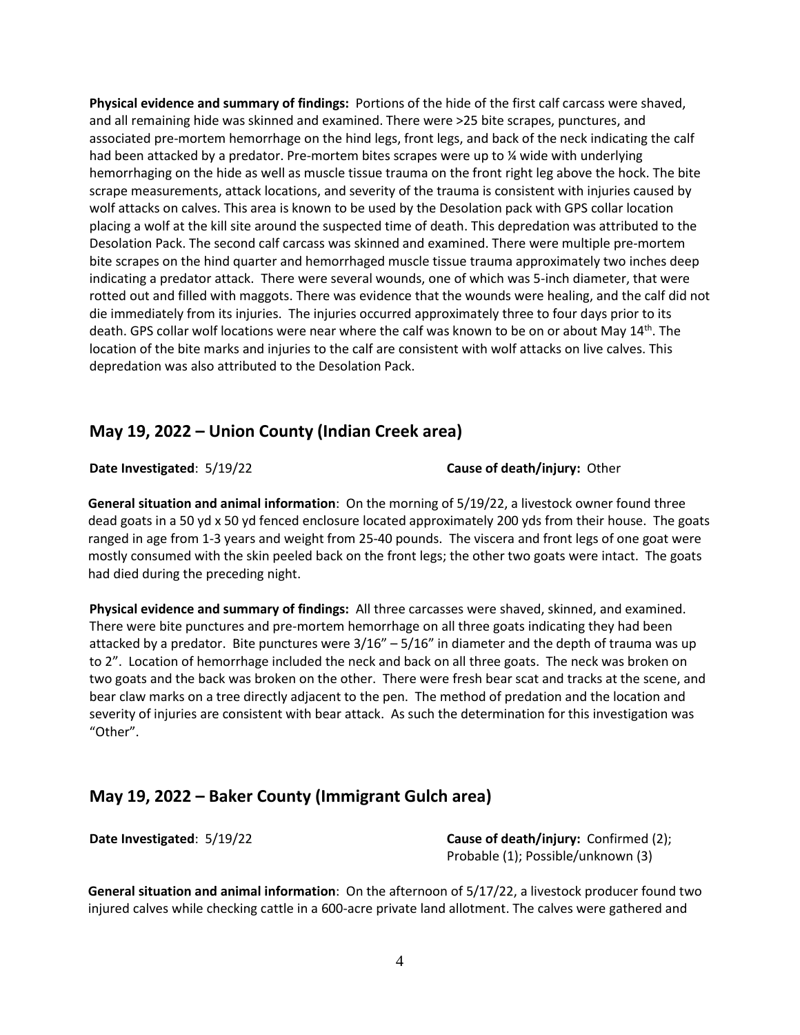**Physical evidence and summary of findings:** Portions of the hide of the first calf carcass were shaved, and all remaining hide was skinned and examined. There were >25 bite scrapes, punctures, and associated pre-mortem hemorrhage on the hind legs, front legs, and back of the neck indicating the calf had been attacked by a predator. Pre-mortem bites scrapes were up to ¼ wide with underlying hemorrhaging on the hide as well as muscle tissue trauma on the front right leg above the hock. The bite scrape measurements, attack locations, and severity of the trauma is consistent with injuries caused by wolf attacks on calves. This area is known to be used by the Desolation pack with GPS collar location placing a wolf at the kill site around the suspected time of death. This depredation was attributed to the Desolation Pack. The second calf carcass was skinned and examined. There were multiple pre-mortem bite scrapes on the hind quarter and hemorrhaged muscle tissue trauma approximately two inches deep indicating a predator attack. There were several wounds, one of which was 5-inch diameter, that were rotted out and filled with maggots. There was evidence that the wounds were healing, and the calf did not die immediately from its injuries. The injuries occurred approximately three to four days prior to its death. GPS collar wolf locations were near where the calf was known to be on or about May 14th. The location of the bite marks and injuries to the calf are consistent with wolf attacks on live calves. This depredation was also attributed to the Desolation Pack.

## May 19, 2022 – Union County (Indian Creek area)

**Date Investigated**: 5/19/22 **Cause of death/injury:** Other

**General situation and animal information**: On the morning of 5/19/22, a livestock owner found three dead goats in a 50 yd x 50 yd fenced enclosure located approximately 200 yds from their house. The goats ranged in age from 1-3 years and weight from 25-40 pounds. The viscera and front legs of one goat were mostly consumed with the skin peeled back on the front legs; the other two goats were intact. The goats had died during the preceding night.

**Physical evidence and summary of findings:** All three carcasses were shaved, skinned, and examined. There were bite punctures and pre-mortem hemorrhage on all three goats indicating they had been attacked by a predator. Bite punctures were 3/16" – 5/16" in diameter and the depth of trauma was up to 2". Location of hemorrhage included the neck and back on all three goats. The neck was broken on two goats and the back was broken on the other. There were fresh bear scat and tracks at the scene, and bear claw marks on a tree directly adjacent to the pen. The method of predation and the location and severity of injuries are consistent with bear attack. As such the determination for this investigation was "Other".

## May 19, 2022 – Baker County (Immigrant Gulch area)

**Date Investigated**: 5/19/22 **Cause of death/injury:** Confirmed (2); Probable (1); Possible/unknown (3)

**General situation and animal information**: On the afternoon of 5/17/22, a livestock producer found two injured calves while checking cattle in a 600-acre private land allotment. The calves were gathered and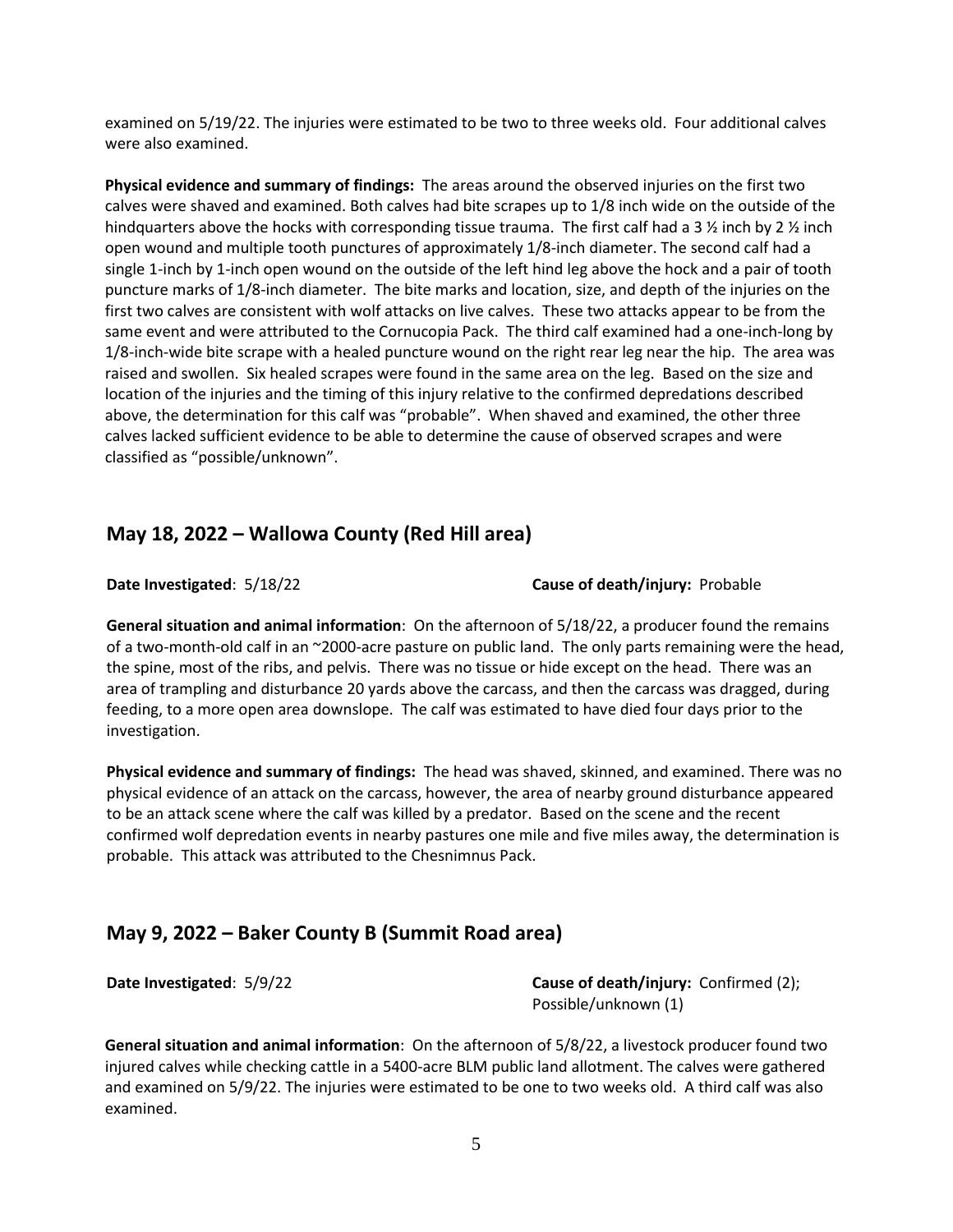examined on 5/19/22. The injuries were estimated to be two to three weeks old. Four additional calves were also examined.

**Physical evidence and summary of findings:** The areas around the observed injuries on the first two calves were shaved and examined. Both calves had bite scrapes up to 1/8 inch wide on the outside of the hindquarters above the hocks with corresponding tissue trauma. The first calf had a 3 ½ inch by 2 ½ inch open wound and multiple tooth punctures of approximately 1/8-inch diameter. The second calf had a single 1-inch by 1-inch open wound on the outside of the left hind leg above the hock and a pair of tooth puncture marks of 1/8-inch diameter. The bite marks and location, size, and depth of the injuries on the first two calves are consistent with wolf attacks on live calves. These two attacks appear to be from the same event and were attributed to the Cornucopia Pack. The third calf examined had a one-inch-long by 1/8-inch-wide bite scrape with a healed puncture wound on the right rear leg near the hip. The area was raised and swollen. Six healed scrapes were found in the same area on the leg. Based on the size and location of the injuries and the timing of this injury relative to the confirmed depredations described above, the determination for this calf was "probable". When shaved and examined, the other three calves lacked sufficient evidence to be able to determine the cause of observed scrapes and were classified as "possible/unknown".

## May 18, 2022 – Wallowa County (Red Hill area)

**Date Investigated**: 5/18/22 **Cause of death/injury:** Probable

**General situation and animal information**: On the afternoon of 5/18/22, a producer found the remains of a two-month-old calf in an ~2000-acre pasture on public land. The only parts remaining were the head, the spine, most of the ribs, and pelvis. There was no tissue or hide except on the head. There was an area of trampling and disturbance 20 yards above the carcass, and then the carcass was dragged, during feeding, to a more open area downslope. The calf was estimated to have died four days prior to the investigation.

**Physical evidence and summary of findings:** The head was shaved, skinned, and examined. There was no physical evidence of an attack on the carcass, however, the area of nearby ground disturbance appeared to be an attack scene where the calf was killed by a predator. Based on the scene and the recent confirmed wolf depredation events in nearby pastures one mile and five miles away, the determination is probable. This attack was attributed to the Chesnimnus Pack.

## May 9, 2022 – Baker County B (Summit Road area)

**Date Investigated**: 5/9/22 **Cause of death/injury:** Confirmed (2); Possible/unknown (1)

**General situation and animal information**: On the afternoon of 5/8/22, a livestock producer found two injured calves while checking cattle in a 5400-acre BLM public land allotment. The calves were gathered and examined on 5/9/22. The injuries were estimated to be one to two weeks old. A third calf was also examined.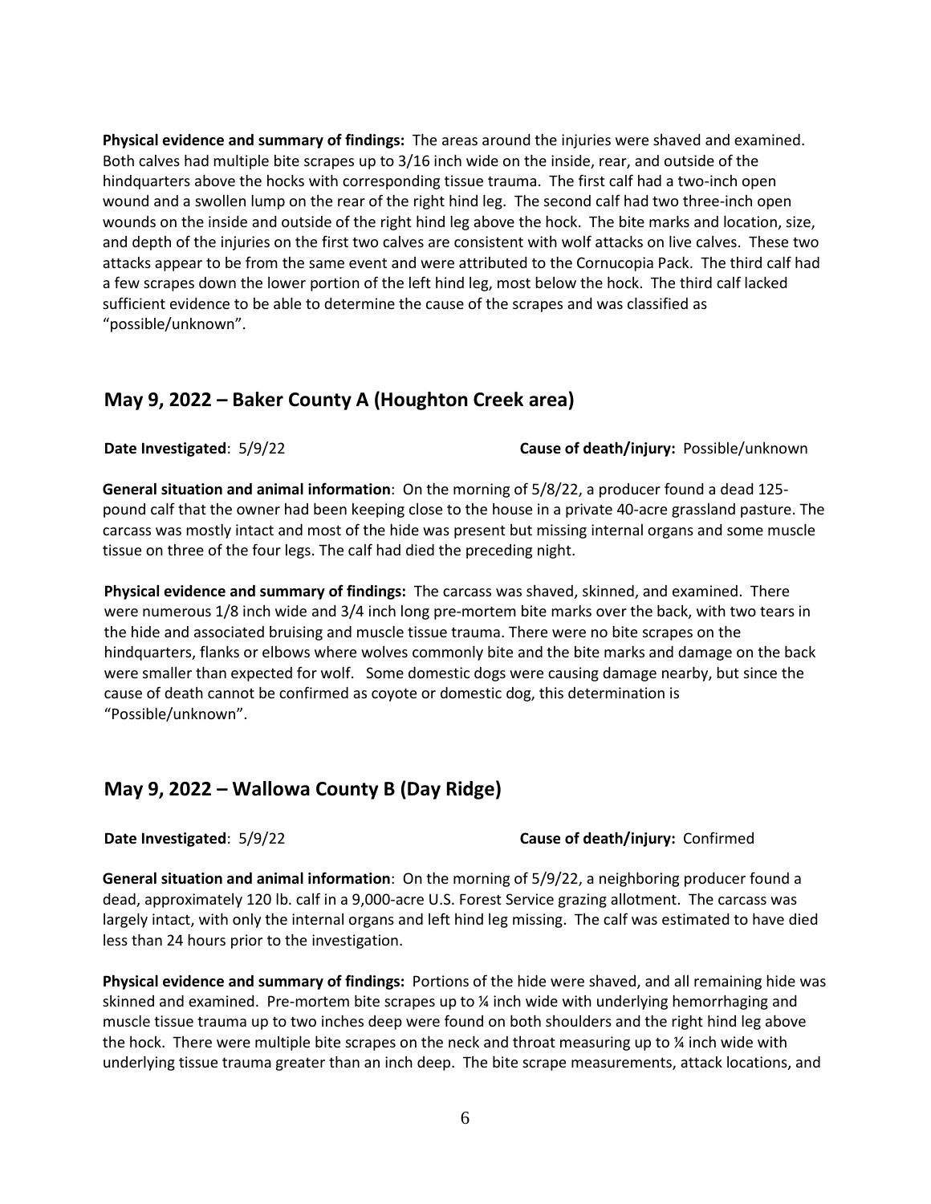**Physical evidence and summary of findings:** The areas around the injuries were shaved and examined. Both calves had multiple bite scrapes up to 3/16 inch wide on the inside, rear, and outside of the hindquarters above the hocks with corresponding tissue trauma. The first calf had a two-inch open wound and a swollen lump on the rear of the right hind leg. The second calf had two three-inch open wounds on the inside and outside of the right hind leg above the hock. The bite marks and location, size, and depth of the injuries on the first two calves are consistent with wolf attacks on live calves. These two attacks appear to be from the same event and were attributed to the Cornucopia Pack. The third calf had a few scrapes down the lower portion of the left hind leg, most below the hock. The third calf lacked sufficient evidence to be able to determine the cause of the scrapes and was classified as "possible/unknown".

## May 9, 2022 – Baker County A (Houghton Creek area)

**Date Investigated**: 5/9/22 **Cause of death/injury:** Possible/unknown

**General situation and animal information**: On the morning of 5/8/22, a producer found a dead 125-pound calf that the owner had been keeping close to the house in a private 40-acre grassland pasture. The carcass was mostly intact and most of the hide was present but missing internal organs and some muscle tissue on three of the four legs. The calf had died the preceding night.

**Physical evidence and summary of findings:** The carcass was shaved, skinned, and examined. There were numerous 1/8 inch wide and 3/4 inch long pre-mortem bite marks over the back, with two tears in the hide and associated bruising and muscle tissue trauma. There were no bite scrapes on the hindquarters, flanks or elbows where wolves commonly bite and the bite marks and damage on the back were smaller than expected for wolf. Some domestic dogs were causing damage nearby, but since the cause of death cannot be confirmed as coyote or domestic dog, this determination is "Possible/unknown".

## May 9, 2022 – Wallowa County B (Day Ridge)

**Date Investigated**: 5/9/22 **Cause of death/injury:** Confirmed

**General situation and animal information**: On the morning of 5/9/22, a neighboring producer found a dead, approximately 120 lb. calf in a 9,000-acre U.S. Forest Service grazing allotment. The carcass was largely intact, with only the internal organs and left hind leg missing. The calf was estimated to have died less than 24 hours prior to the investigation.

**Physical evidence and summary of findings:** Portions of the hide were shaved, and all remaining hide was skinned and examined. Pre-mortem bite scrapes up to ¼ inch wide with underlying hemorrhaging and muscle tissue trauma up to two inches deep were found on both shoulders and the right hind leg above the hock. There were multiple bite scrapes on the neck and throat measuring up to ¼ inch wide with underlying tissue trauma greater than an inch deep. The bite scrape measurements, attack locations, and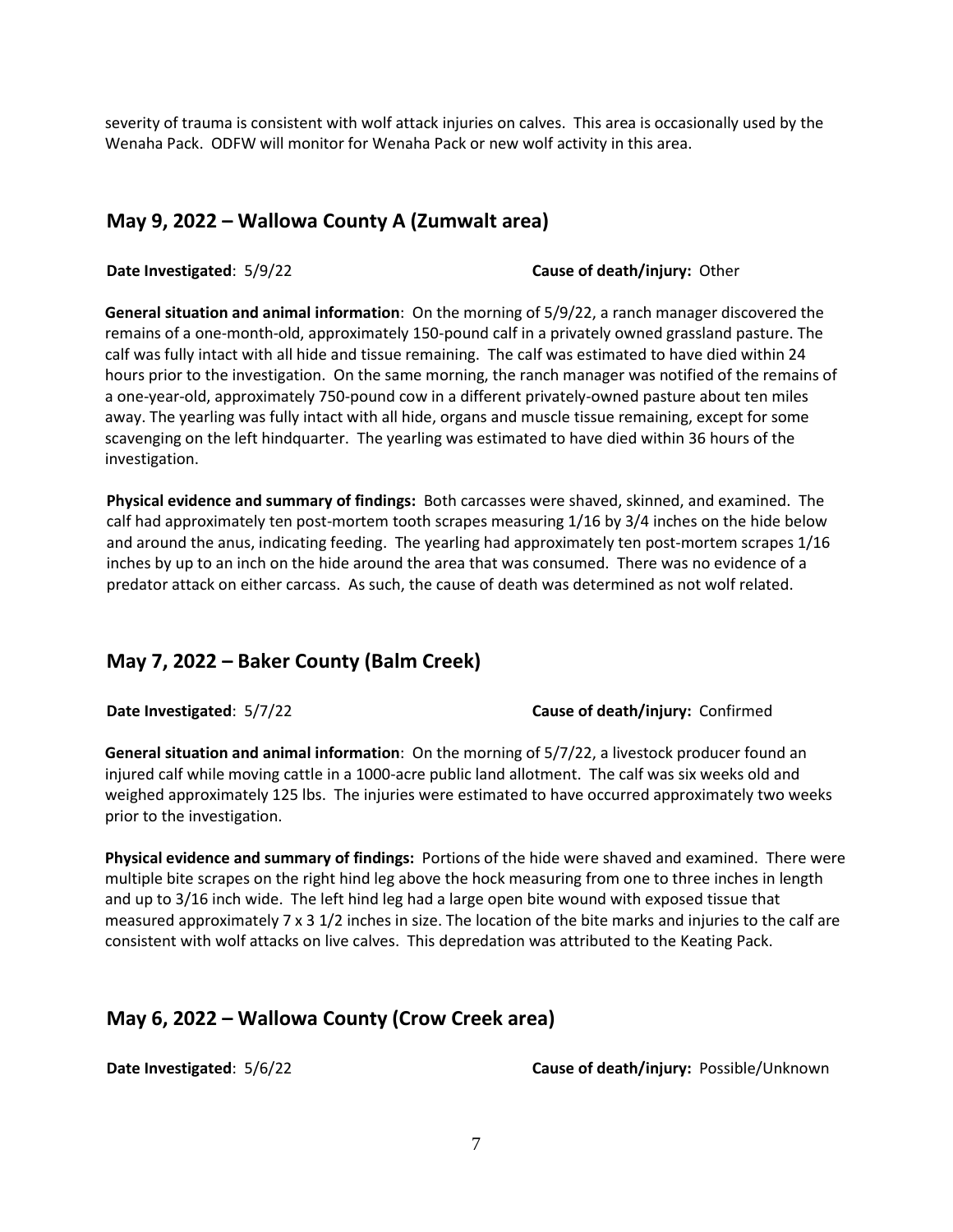severity of trauma is consistent with wolf attack injuries on calves. This area is occasionally used by the Wenaha Pack. ODFW will monitor for Wenaha Pack or new wolf activity in this area.

## May 9, 2022 – Wallowa County A (Zumwalt area)

**Date Investigated**: 5/9/22 **Cause of death/injury:** Other

**General situation and animal information**: On the morning of 5/9/22, a ranch manager discovered the remains of a one-month-old, approximately 150-pound calf in a privately owned grassland pasture. The calf was fully intact with all hide and tissue remaining. The calf was estimated to have died within 24 hours prior to the investigation. On the same morning, the ranch manager was notified of the remains of a one-year-old, approximately 750-pound cow in a different privately-owned pasture about ten miles away. The yearling was fully intact with all hide, organs and muscle tissue remaining, except for some scavenging on the left hindquarter. The yearling was estimated to have died within 36 hours of the investigation.

**Physical evidence and summary of findings:** Both carcasses were shaved, skinned, and examined. The calf had approximately ten post-mortem tooth scrapes measuring 1/16 by 3/4 inches on the hide below and around the anus, indicating feeding. The yearling had approximately ten post-mortem scrapes 1/16 inches by up to an inch on the hide around the area that was consumed. There was no evidence of a predator attack on either carcass. As such, the cause of death was determined as not wolf related.

## May 7, 2022 – Baker County (Balm Creek)

**Date Investigated**: 5/7/22 **Cause of death/injury:** Confirmed

**General situation and animal information**: On the morning of 5/7/22, a livestock producer found an injured calf while moving cattle in a 1000-acre public land allotment. The calf was six weeks old and weighed approximately 125 lbs. The injuries were estimated to have occurred approximately two weeks prior to the investigation.

**Physical evidence and summary of findings:** Portions of the hide were shaved and examined. There were multiple bite scrapes on the right hind leg above the hock measuring from one to three inches in length and up to 3/16 inch wide. The left hind leg had a large open bite wound with exposed tissue that measured approximately 7 x 3 1/2 inches in size. The location of the bite marks and injuries to the calf are consistent with wolf attacks on live calves. This depredation was attributed to the Keating Pack.

## May 6, 2022 – Wallowa County (Crow Creek area)

**Date Investigated**: 5/6/22 **Cause of death/injury:** Possible/Unknown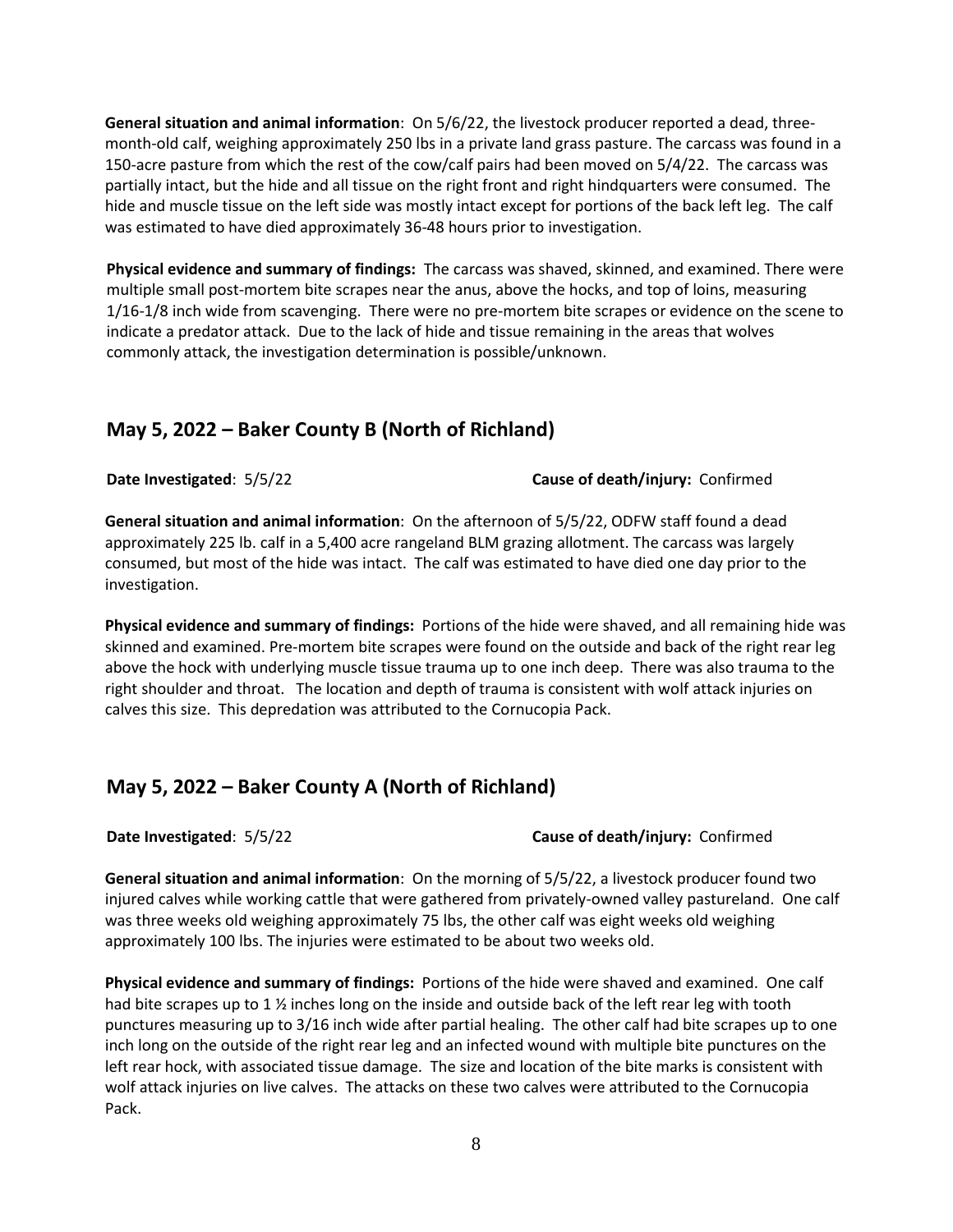**General situation and animal information**: On 5/6/22, the livestock producer reported a dead, three-month-old calf, weighing approximately 250 lbs in a private land grass pasture. The carcass was found in a 150-acre pasture from which the rest of the cow/calf pairs had been moved on 5/4/22. The carcass was partially intact, but the hide and all tissue on the right front and right hindquarters were consumed. The hide and muscle tissue on the left side was mostly intact except for portions of the back left leg. The calf was estimated to have died approximately 36-48 hours prior to investigation.

**Physical evidence and summary of findings:** The carcass was shaved, skinned, and examined. There were multiple small post-mortem bite scrapes near the anus, above the hocks, and top of loins, measuring 1/16-1/8 inch wide from scavenging. There were no pre-mortem bite scrapes or evidence on the scene to indicate a predator attack. Due to the lack of hide and tissue remaining in the areas that wolves commonly attack, the investigation determination is possible/unknown.

## May 5, 2022 – Baker County B (North of Richland)

**Date Investigated**: 5/5/22 **Cause of death/injury:** Confirmed

**General situation and animal information**: On the afternoon of 5/5/22, ODFW staff found a dead approximately 225 lb. calf in a 5,400 acre rangeland BLM grazing allotment. The carcass was largely consumed, but most of the hide was intact. The calf was estimated to have died one day prior to the investigation.

**Physical evidence and summary of findings:** Portions of the hide were shaved, and all remaining hide was skinned and examined. Pre-mortem bite scrapes were found on the outside and back of the right rear leg above the hock with underlying muscle tissue trauma up to one inch deep. There was also trauma to the right shoulder and throat. The location and depth of trauma is consistent with wolf attack injuries on calves this size. This depredation was attributed to the Cornucopia Pack.

## May 5, 2022 – Baker County A (North of Richland)

**Date Investigated**: 5/5/22 **Cause of death/injury:** Confirmed

**General situation and animal information**: On the morning of 5/5/22, a livestock producer found two injured calves while working cattle that were gathered from privately-owned valley pastureland. One calf was three weeks old weighing approximately 75 lbs, the other calf was eight weeks old weighing approximately 100 lbs. The injuries were estimated to be about two weeks old.

**Physical evidence and summary of findings:** Portions of the hide were shaved and examined. One calf had bite scrapes up to 1 ½ inches long on the inside and outside back of the left rear leg with tooth punctures measuring up to 3/16 inch wide after partial healing. The other calf had bite scrapes up to one inch long on the outside of the right rear leg and an infected wound with multiple bite punctures on the left rear hock, with associated tissue damage. The size and location of the bite marks is consistent with wolf attack injuries on live calves. The attacks on these two calves were attributed to the Cornucopia Pack.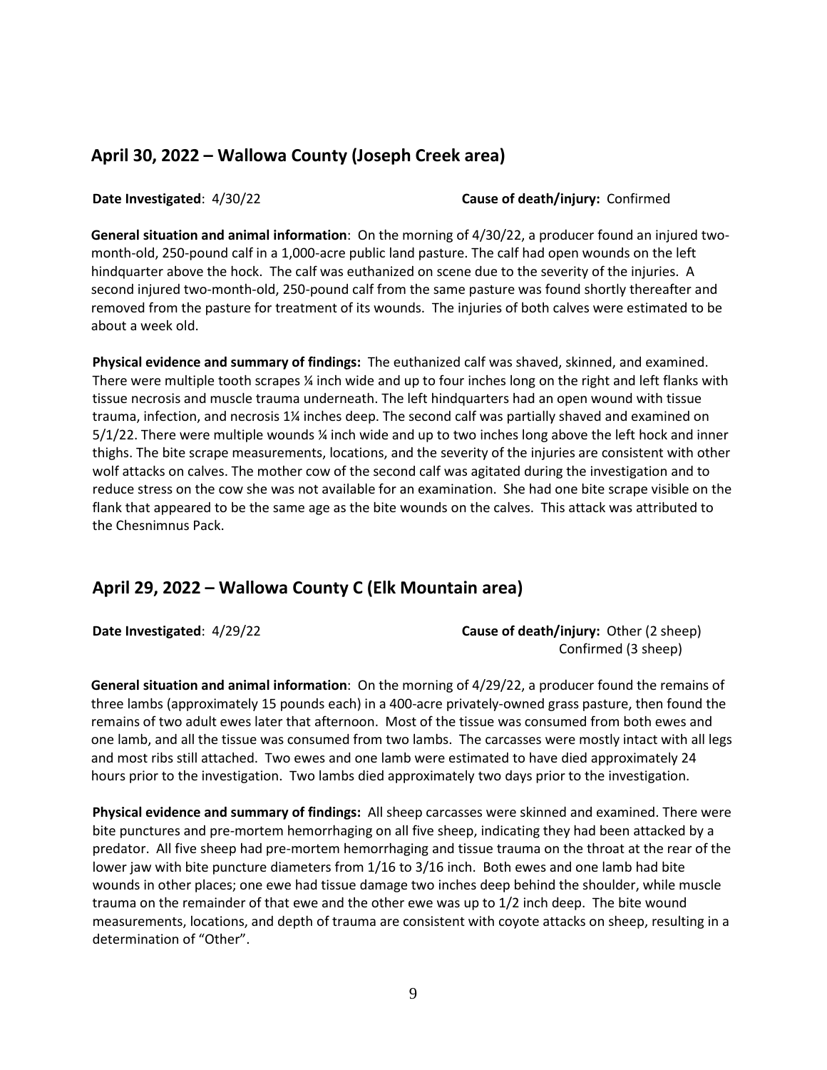## April 30, 2022 – Wallowa County (Joseph Creek area)

**Date Investigated**: 4/30/22 **Cause of death/injury:** Confirmed

**General situation and animal information**: On the morning of 4/30/22, a producer found an injured two-month-old, 250-pound calf in a 1,000-acre public land pasture. The calf had open wounds on the left hindquarter above the hock. The calf was euthanized on scene due to the severity of the injuries. A second injured two-month-old, 250-pound calf from the same pasture was found shortly thereafter and removed from the pasture for treatment of its wounds. The injuries of both calves were estimated to be about a week old.

**Physical evidence and summary of findings:** The euthanized calf was shaved, skinned, and examined. There were multiple tooth scrapes ¼ inch wide and up to four inches long on the right and left flanks with tissue necrosis and muscle trauma underneath. The left hindquarters had an open wound with tissue trauma, infection, and necrosis 1¼ inches deep. The second calf was partially shaved and examined on 5/1/22. There were multiple wounds ¼ inch wide and up to two inches long above the left hock and inner thighs. The bite scrape measurements, locations, and the severity of the injuries are consistent with other wolf attacks on calves. The mother cow of the second calf was agitated during the investigation and to reduce stress on the cow she was not available for an examination. She had one bite scrape visible on the flank that appeared to be the same age as the bite wounds on the calves. This attack was attributed to the Chesnimnus Pack.

## April 29, 2022 – Wallowa County C (Elk Mountain area)

**Date Investigated**: 4/29/22 **Cause of death/injury:** Other (2 sheep) Confirmed (3 sheep)

**General situation and animal information**: On the morning of 4/29/22, a producer found the remains of three lambs (approximately 15 pounds each) in a 400-acre privately-owned grass pasture, then found the remains of two adult ewes later that afternoon. Most of the tissue was consumed from both ewes and one lamb, and all the tissue was consumed from two lambs. The carcasses were mostly intact with all legs and most ribs still attached. Two ewes and one lamb were estimated to have died approximately 24 hours prior to the investigation. Two lambs died approximately two days prior to the investigation.

**Physical evidence and summary of findings:** All sheep carcasses were skinned and examined. There were bite punctures and pre-mortem hemorrhaging on all five sheep, indicating they had been attacked by a predator. All five sheep had pre-mortem hemorrhaging and tissue trauma on the throat at the rear of the lower jaw with bite puncture diameters from 1/16 to 3/16 inch. Both ewes and one lamb had bite wounds in other places; one ewe had tissue damage two inches deep behind the shoulder, while muscle trauma on the remainder of that ewe and the other ewe was up to 1/2 inch deep. The bite wound measurements, locations, and depth of trauma are consistent with coyote attacks on sheep, resulting in a determination of "Other".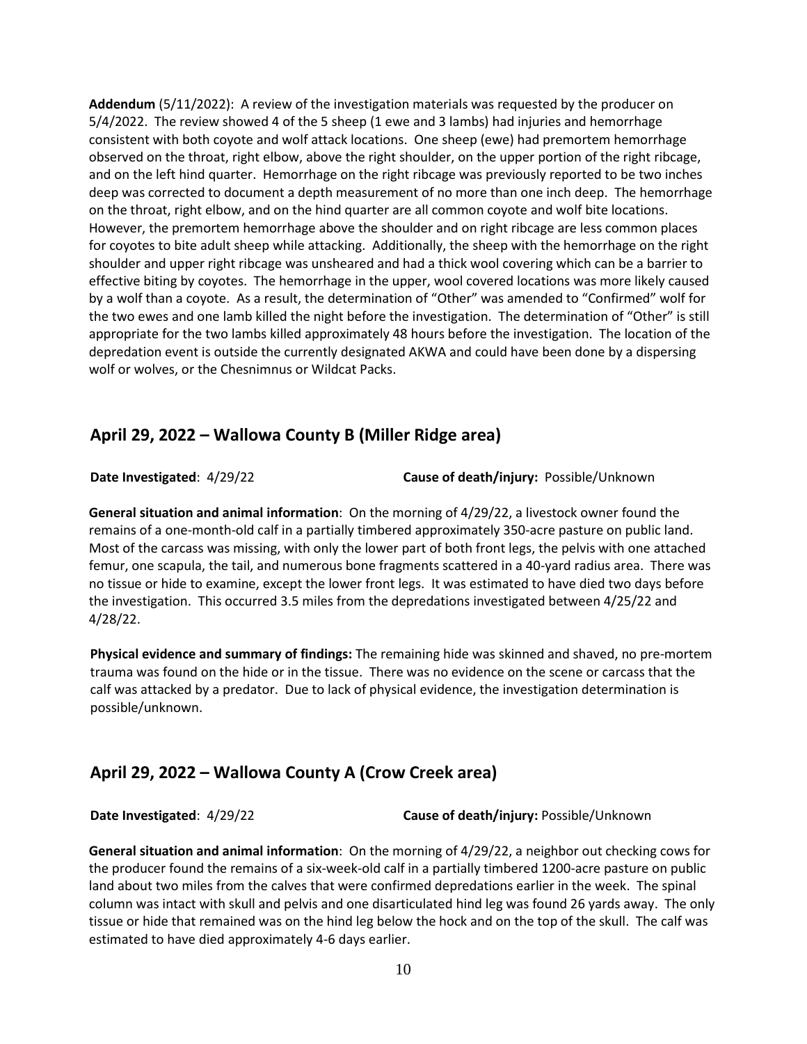**Addendum** (5/11/2022): A review of the investigation materials was requested by the producer on 5/4/2022. The review showed 4 of the 5 sheep (1 ewe and 3 lambs) had injuries and hemorrhage consistent with both coyote and wolf attack locations. One sheep (ewe) had premortem hemorrhage observed on the throat, right elbow, above the right shoulder, on the upper portion of the right ribcage, and on the left hind quarter. Hemorrhage on the right ribcage was previously reported to be two inches deep was corrected to document a depth measurement of no more than one inch deep. The hemorrhage on the throat, right elbow, and on the hind quarter are all common coyote and wolf bite locations. However, the premortem hemorrhage above the shoulder and on right ribcage are less common places for coyotes to bite adult sheep while attacking. Additionally, the sheep with the hemorrhage on the right shoulder and upper right ribcage was unsheared and had a thick wool covering which can be a barrier to effective biting by coyotes. The hemorrhage in the upper, wool covered locations was more likely caused by a wolf than a coyote. As a result, the determination of "Other" was amended to "Confirmed" wolf for the two ewes and one lamb killed the night before the investigation. The determination of "Other" is still appropriate for the two lambs killed approximately 48 hours before the investigation. The location of the depredation event is outside the currently designated AKWA and could have been done by a dispersing wolf or wolves, or the Chesnimnus or Wildcat Packs.

## April 29, 2022 – Wallowa County B (Miller Ridge area)

**Date Investigated**: 4/29/22 **Cause of death/injury:** Possible/Unknown

**General situation and animal information**: On the morning of 4/29/22, a livestock owner found the remains of a one-month-old calf in a partially timbered approximately 350-acre pasture on public land. Most of the carcass was missing, with only the lower part of both front legs, the pelvis with one attached femur, one scapula, the tail, and numerous bone fragments scattered in a 40-yard radius area. There was no tissue or hide to examine, except the lower front legs. It was estimated to have died two days before the investigation. This occurred 3.5 miles from the depredations investigated between 4/25/22 and 4/28/22.

**Physical evidence and summary of findings:** The remaining hide was skinned and shaved, no pre-mortem trauma was found on the hide or in the tissue. There was no evidence on the scene or carcass that the calf was attacked by a predator. Due to lack of physical evidence, the investigation determination is possible/unknown.

## April 29, 2022 – Wallowa County A (Crow Creek area)

**Date Investigated**: 4/29/22 **Cause of death/injury:** Possible/Unknown

**General situation and animal information**: On the morning of 4/29/22, a neighbor out checking cows for the producer found the remains of a six-week-old calf in a partially timbered 1200-acre pasture on public land about two miles from the calves that were confirmed depredations earlier in the week. The spinal column was intact with skull and pelvis and one disarticulated hind leg was found 26 yards away. The only tissue or hide that remained was on the hind leg below the hock and on the top of the skull. The calf was estimated to have died approximately 4-6 days earlier.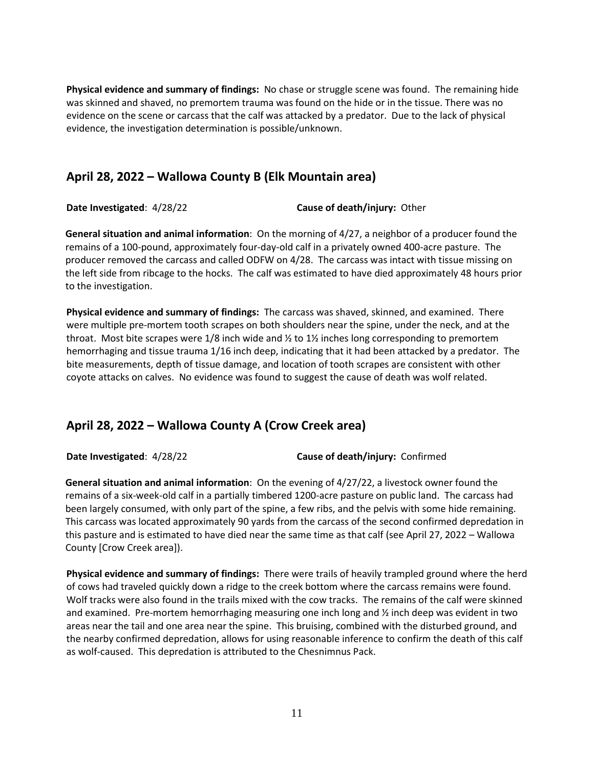**Physical evidence and summary of findings:** No chase or struggle scene was found. The remaining hide was skinned and shaved, no premortem trauma was found on the hide or in the tissue. There was no evidence on the scene or carcass that the calf was attacked by a predator. Due to the lack of physical evidence, the investigation determination is possible/unknown.

## April 28, 2022 – Wallowa County B (Elk Mountain area)

**Date Investigated**: 4/28/22 **Cause of death/injury:** Other

**General situation and animal information**: On the morning of 4/27, a neighbor of a producer found the remains of a 100-pound, approximately four-day-old calf in a privately owned 400-acre pasture. The producer removed the carcass and called ODFW on 4/28. The carcass was intact with tissue missing on the left side from ribcage to the hocks. The calf was estimated to have died approximately 48 hours prior to the investigation.

**Physical evidence and summary of findings:** The carcass was shaved, skinned, and examined. There were multiple pre-mortem tooth scrapes on both shoulders near the spine, under the neck, and at the throat. Most bite scrapes were 1/8 inch wide and ½ to 1½ inches long corresponding to premortem hemorrhaging and tissue trauma 1/16 inch deep, indicating that it had been attacked by a predator. The bite measurements, depth of tissue damage, and location of tooth scrapes are consistent with other coyote attacks on calves. No evidence was found to suggest the cause of death was wolf related.

## April 28, 2022 – Wallowa County A (Crow Creek area)

**Date Investigated**: 4/28/22 **Cause of death/injury:** Confirmed

**General situation and animal information**: On the evening of 4/27/22, a livestock owner found the remains of a six-week-old calf in a partially timbered 1200-acre pasture on public land. The carcass had been largely consumed, with only part of the spine, a few ribs, and the pelvis with some hide remaining. This carcass was located approximately 90 yards from the carcass of the second confirmed depredation in this pasture and is estimated to have died near the same time as that calf (see April 27, 2022 – Wallowa County [Crow Creek area]).

**Physical evidence and summary of findings:** There were trails of heavily trampled ground where the herd of cows had traveled quickly down a ridge to the creek bottom where the carcass remains were found. Wolf tracks were also found in the trails mixed with the cow tracks. The remains of the calf were skinned and examined. Pre-mortem hemorrhaging measuring one inch long and ½ inch deep was evident in two areas near the tail and one area near the spine. This bruising, combined with the disturbed ground, and the nearby confirmed depredation, allows for using reasonable inference to confirm the death of this calf as wolf-caused. This depredation is attributed to the Chesnimnus Pack.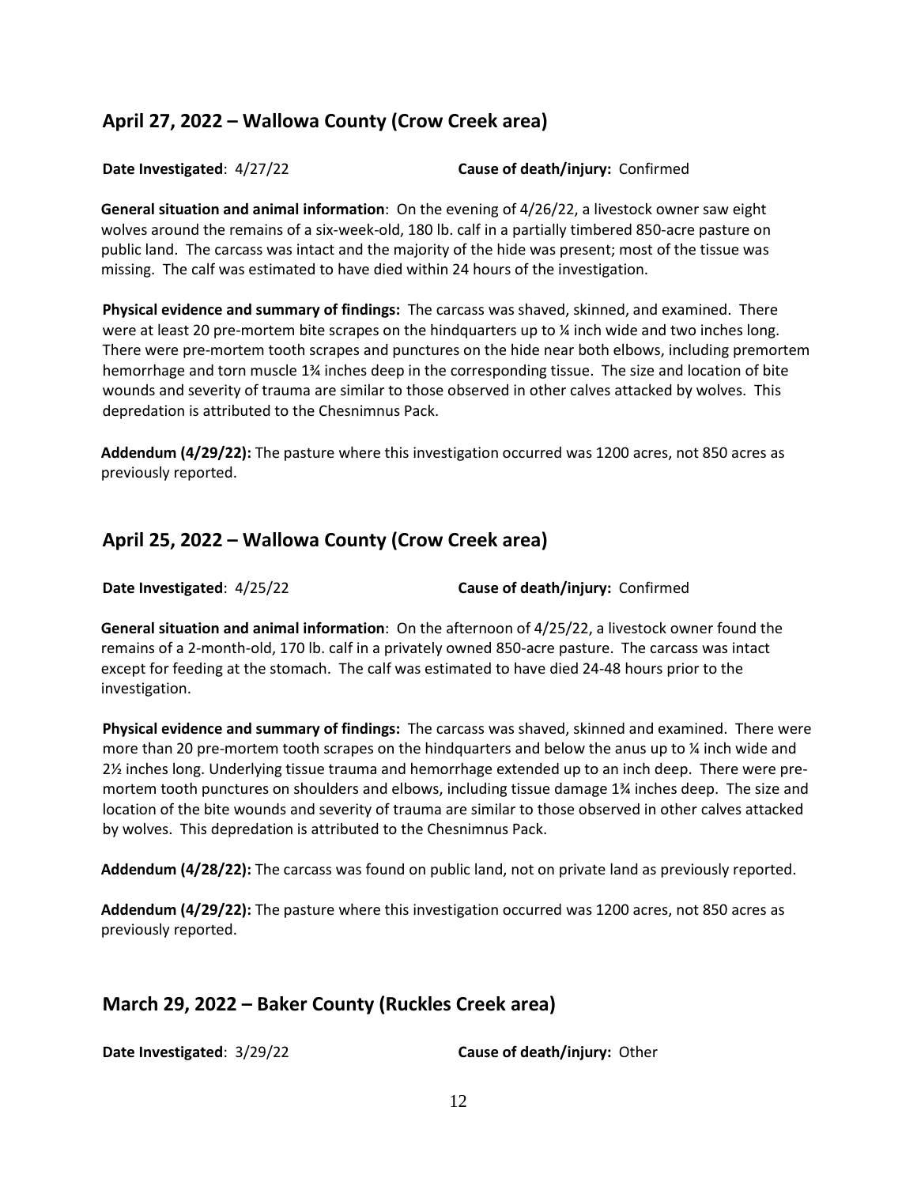## April 27, 2022 – Wallowa County (Crow Creek area)

**Date Investigated**: 4/27/22 **Cause of death/injury:** Confirmed

**General situation and animal information**: On the evening of 4/26/22, a livestock owner saw eight wolves around the remains of a six-week-old, 180 lb. calf in a partially timbered 850-acre pasture on public land. The carcass was intact and the majority of the hide was present; most of the tissue was missing. The calf was estimated to have died within 24 hours of the investigation.

**Physical evidence and summary of findings:** The carcass was shaved, skinned, and examined. There were at least 20 pre-mortem bite scrapes on the hindquarters up to ¼ inch wide and two inches long. There were pre-mortem tooth scrapes and punctures on the hide near both elbows, including premortem hemorrhage and torn muscle 1¾ inches deep in the corresponding tissue. The size and location of bite wounds and severity of trauma are similar to those observed in other calves attacked by wolves. This depredation is attributed to the Chesnimnus Pack.

**Addendum (4/29/22):** The pasture where this investigation occurred was 1200 acres, not 850 acres as previously reported.

## April 25, 2022 – Wallowa County (Crow Creek area)

**Date Investigated**: 4/25/22 **Cause of death/injury:** Confirmed

**General situation and animal information**: On the afternoon of 4/25/22, a livestock owner found the remains of a 2-month-old, 170 lb. calf in a privately owned 850-acre pasture. The carcass was intact except for feeding at the stomach. The calf was estimated to have died 24-48 hours prior to the investigation.

**Physical evidence and summary of findings:** The carcass was shaved, skinned and examined. There were more than 20 pre-mortem tooth scrapes on the hindquarters and below the anus up to ¼ inch wide and 2½ inches long. Underlying tissue trauma and hemorrhage extended up to an inch deep. There were pre-mortem tooth punctures on shoulders and elbows, including tissue damage 1¾ inches deep. The size and location of the bite wounds and severity of trauma are similar to those observed in other calves attacked by wolves. This depredation is attributed to the Chesnimnus Pack.

**Addendum (4/28/22):** The carcass was found on public land, not on private land as previously reported.

**Addendum (4/29/22):** The pasture where this investigation occurred was 1200 acres, not 850 acres as previously reported.

## March 29, 2022 – Baker County (Ruckles Creek area)

**Date Investigated**: 3/29/22 **Cause of death/injury:** Other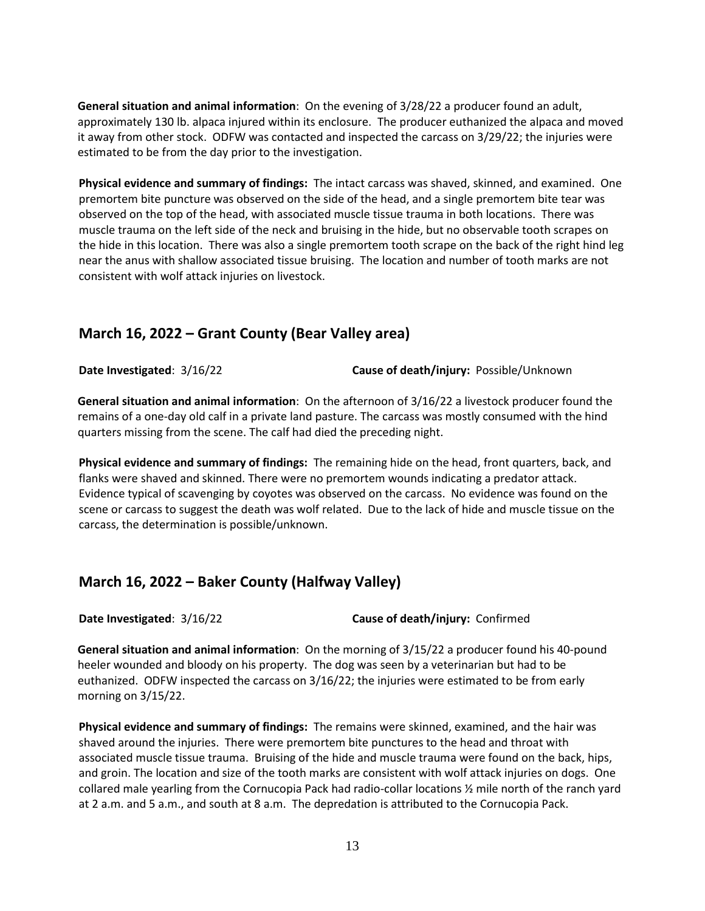**General situation and animal information**: On the evening of 3/28/22 a producer found an adult, approximately 130 lb. alpaca injured within its enclosure. The producer euthanized the alpaca and moved it away from other stock. ODFW was contacted and inspected the carcass on 3/29/22; the injuries were estimated to be from the day prior to the investigation.

**Physical evidence and summary of findings:** The intact carcass was shaved, skinned, and examined. One premortem bite puncture was observed on the side of the head, and a single premortem bite tear was observed on the top of the head, with associated muscle tissue trauma in both locations. There was muscle trauma on the left side of the neck and bruising in the hide, but no observable tooth scrapes on the hide in this location. There was also a single premortem tooth scrape on the back of the right hind leg near the anus with shallow associated tissue bruising. The location and number of tooth marks are not consistent with wolf attack injuries on livestock.

## March 16, 2022 – Grant County (Bear Valley area)

**Date Investigated**: 3/16/22 **Cause of death/injury:** Possible/Unknown

**General situation and animal information**: On the afternoon of 3/16/22 a livestock producer found the remains of a one-day old calf in a private land pasture. The carcass was mostly consumed with the hind quarters missing from the scene. The calf had died the preceding night.

**Physical evidence and summary of findings:** The remaining hide on the head, front quarters, back, and flanks were shaved and skinned. There were no premortem wounds indicating a predator attack. Evidence typical of scavenging by coyotes was observed on the carcass. No evidence was found on the scene or carcass to suggest the death was wolf related. Due to the lack of hide and muscle tissue on the carcass, the determination is possible/unknown.

## March 16, 2022 – Baker County (Halfway Valley)

**Date Investigated**: 3/16/22 **Cause of death/injury:** Confirmed

**General situation and animal information**: On the morning of 3/15/22 a producer found his 40-pound heeler wounded and bloody on his property. The dog was seen by a veterinarian but had to be euthanized. ODFW inspected the carcass on 3/16/22; the injuries were estimated to be from early morning on 3/15/22.

**Physical evidence and summary of findings:** The remains were skinned, examined, and the hair was shaved around the injuries. There were premortem bite punctures to the head and throat with associated muscle tissue trauma. Bruising of the hide and muscle trauma were found on the back, hips, and groin. The location and size of the tooth marks are consistent with wolf attack injuries on dogs. One collared male yearling from the Cornucopia Pack had radio-collar locations ½ mile north of the ranch yard at 2 a.m. and 5 a.m., and south at 8 a.m. The depredation is attributed to the Cornucopia Pack.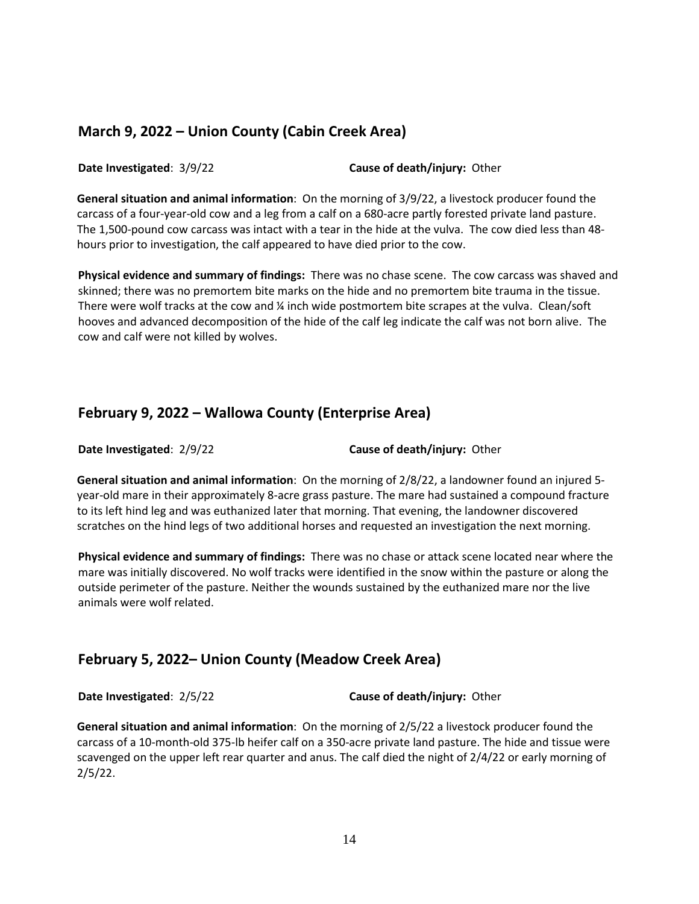## March 9, 2022 – Union County (Cabin Creek Area)

**Date Investigated**: 3/9/22 **Cause of death/injury:** Other

**General situation and animal information**: On the morning of 3/9/22, a livestock producer found the carcass of a four-year-old cow and a leg from a calf on a 680-acre partly forested private land pasture. The 1,500-pound cow carcass was intact with a tear in the hide at the vulva. The cow died less than 48-hours prior to investigation, the calf appeared to have died prior to the cow.

**Physical evidence and summary of findings:** There was no chase scene. The cow carcass was shaved and skinned; there was no premortem bite marks on the hide and no premortem bite trauma in the tissue. There were wolf tracks at the cow and ¼ inch wide postmortem bite scrapes at the vulva. Clean/soft hooves and advanced decomposition of the hide of the calf leg indicate the calf was not born alive. The cow and calf were not killed by wolves.

## February 9, 2022 – Wallowa County (Enterprise Area)

**Date Investigated**: 2/9/22 **Cause of death/injury:** Other

**General situation and animal information**: On the morning of 2/8/22, a landowner found an injured 5-year-old mare in their approximately 8-acre grass pasture. The mare had sustained a compound fracture to its left hind leg and was euthanized later that morning. That evening, the landowner discovered scratches on the hind legs of two additional horses and requested an investigation the next morning.

**Physical evidence and summary of findings:** There was no chase or attack scene located near where the mare was initially discovered. No wolf tracks were identified in the snow within the pasture or along the outside perimeter of the pasture. Neither the wounds sustained by the euthanized mare nor the live animals were wolf related.

## February 5, 2022– Union County (Meadow Creek Area)

**Date Investigated**: 2/5/22 **Cause of death/injury:** Other

**General situation and animal information**: On the morning of 2/5/22 a livestock producer found the carcass of a 10-month-old 375-lb heifer calf on a 350-acre private land pasture. The hide and tissue were scavenged on the upper left rear quarter and anus. The calf died the night of 2/4/22 or early morning of 2/5/22.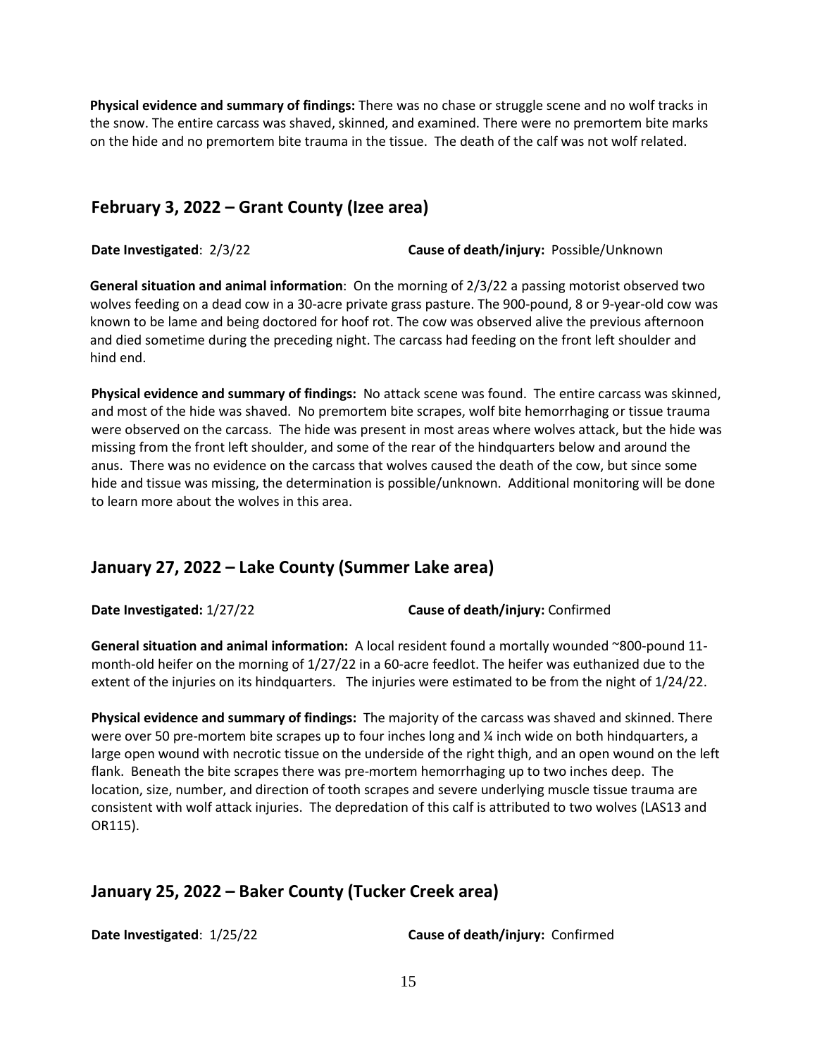**Physical evidence and summary of findings:** There was no chase or struggle scene and no wolf tracks in the snow. The entire carcass was shaved, skinned, and examined. There were no premortem bite marks on the hide and no premortem bite trauma in the tissue. The death of the calf was not wolf related.

## February 3, 2022 – Grant County (Izee area)

**Date Investigated**: 2/3/22 **Cause of death/injury:** Possible/Unknown

**General situation and animal information**: On the morning of 2/3/22 a passing motorist observed two wolves feeding on a dead cow in a 30-acre private grass pasture. The 900-pound, 8 or 9-year-old cow was known to be lame and being doctored for hoof rot. The cow was observed alive the previous afternoon and died sometime during the preceding night. The carcass had feeding on the front left shoulder and hind end.

**Physical evidence and summary of findings:** No attack scene was found. The entire carcass was skinned, and most of the hide was shaved. No premortem bite scrapes, wolf bite hemorrhaging or tissue trauma were observed on the carcass. The hide was present in most areas where wolves attack, but the hide was missing from the front left shoulder, and some of the rear of the hindquarters below and around the anus. There was no evidence on the carcass that wolves caused the death of the cow, but since some hide and tissue was missing, the determination is possible/unknown. Additional monitoring will be done to learn more about the wolves in this area.

## January 27, 2022 – Lake County (Summer Lake area)

**Date Investigated:** 1/27/22 **Cause of death/injury:** Confirmed

**General situation and animal information:** A local resident found a mortally wounded ~800-pound 11-month-old heifer on the morning of 1/27/22 in a 60-acre feedlot. The heifer was euthanized due to the extent of the injuries on its hindquarters. The injuries were estimated to be from the night of 1/24/22.

**Physical evidence and summary of findings:** The majority of the carcass was shaved and skinned. There were over 50 pre-mortem bite scrapes up to four inches long and ¼ inch wide on both hindquarters, a large open wound with necrotic tissue on the underside of the right thigh, and an open wound on the left flank. Beneath the bite scrapes there was pre-mortem hemorrhaging up to two inches deep. The location, size, number, and direction of tooth scrapes and severe underlying muscle tissue trauma are consistent with wolf attack injuries. The depredation of this calf is attributed to two wolves (LAS13 and OR115).

## January 25, 2022 – Baker County (Tucker Creek area)

**Date Investigated**: 1/25/22 **Cause of death/injury:** Confirmed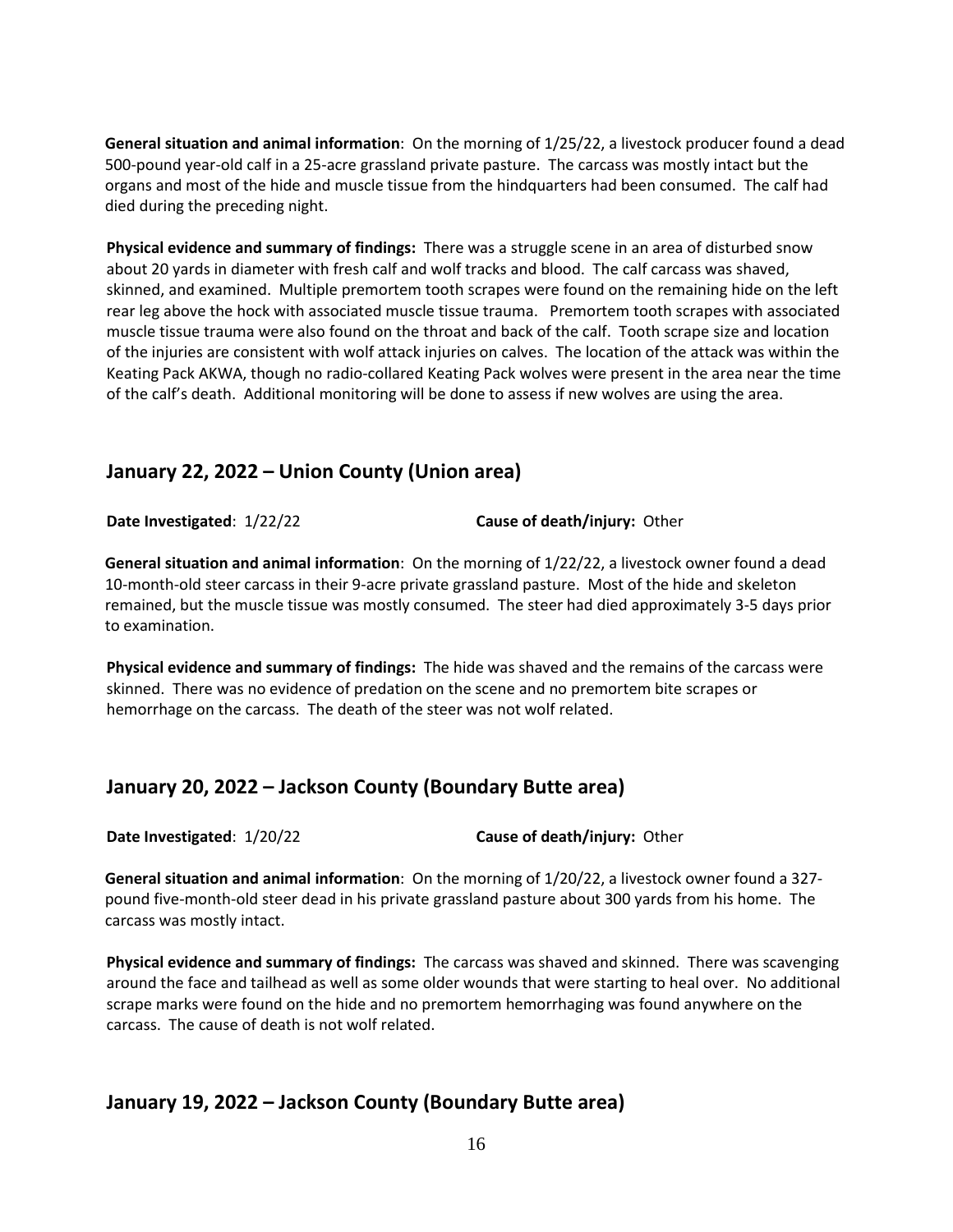**General situation and animal information**: On the morning of 1/25/22, a livestock producer found a dead 500-pound year-old calf in a 25-acre grassland private pasture. The carcass was mostly intact but the organs and most of the hide and muscle tissue from the hindquarters had been consumed. The calf had died during the preceding night.

**Physical evidence and summary of findings:** There was a struggle scene in an area of disturbed snow about 20 yards in diameter with fresh calf and wolf tracks and blood. The calf carcass was shaved, skinned, and examined. Multiple premortem tooth scrapes were found on the remaining hide on the left rear leg above the hock with associated muscle tissue trauma. Premortem tooth scrapes with associated muscle tissue trauma were also found on the throat and back of the calf. Tooth scrape size and location of the injuries are consistent with wolf attack injuries on calves. The location of the attack was within the Keating Pack AKWA, though no radio-collared Keating Pack wolves were present in the area near the time of the calf's death. Additional monitoring will be done to assess if new wolves are using the area.

## January 22, 2022 – Union County (Union area)

**Date Investigated**: 1/22/22 **Cause of death/injury:** Other

**General situation and animal information**: On the morning of 1/22/22, a livestock owner found a dead 10-month-old steer carcass in their 9-acre private grassland pasture. Most of the hide and skeleton remained, but the muscle tissue was mostly consumed. The steer had died approximately 3-5 days prior to examination.

**Physical evidence and summary of findings:** The hide was shaved and the remains of the carcass were skinned. There was no evidence of predation on the scene and no premortem bite scrapes or hemorrhage on the carcass. The death of the steer was not wolf related.

## January 20, 2022 – Jackson County (Boundary Butte area)

**Date Investigated**: 1/20/22 **Cause of death/injury:** Other

**General situation and animal information**: On the morning of 1/20/22, a livestock owner found a 327-pound five-month-old steer dead in his private grassland pasture about 300 yards from his home. The carcass was mostly intact.

**Physical evidence and summary of findings:** The carcass was shaved and skinned. There was scavenging around the face and tailhead as well as some older wounds that were starting to heal over. No additional scrape marks were found on the hide and no premortem hemorrhaging was found anywhere on the carcass. The cause of death is not wolf related.

## January 19, 2022 – Jackson County (Boundary Butte area)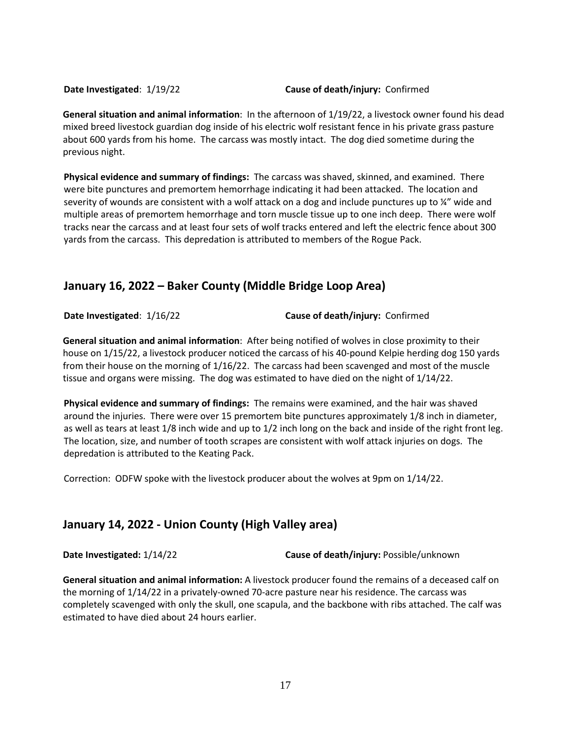**Date Investigated**: 1/19/22 **Cause of death/injury:** Confirmed

**General situation and animal information**: In the afternoon of 1/19/22, a livestock owner found his dead mixed breed livestock guardian dog inside of his electric wolf resistant fence in his private grass pasture about 600 yards from his home. The carcass was mostly intact. The dog died sometime during the previous night.

**Physical evidence and summary of findings:** The carcass was shaved, skinned, and examined. There were bite punctures and premortem hemorrhage indicating it had been attacked. The location and severity of wounds are consistent with a wolf attack on a dog and include punctures up to ¼" wide and multiple areas of premortem hemorrhage and torn muscle tissue up to one inch deep. There were wolf tracks near the carcass and at least four sets of wolf tracks entered and left the electric fence about 300 yards from the carcass. This depredation is attributed to members of the Rogue Pack.

## January 16, 2022 – Baker County (Middle Bridge Loop Area)

**Date Investigated**: 1/16/22 **Cause of death/injury:** Confirmed

**General situation and animal information**: After being notified of wolves in close proximity to their house on 1/15/22, a livestock producer noticed the carcass of his 40-pound Kelpie herding dog 150 yards from their house on the morning of 1/16/22. The carcass had been scavenged and most of the muscle tissue and organs were missing. The dog was estimated to have died on the night of 1/14/22.

**Physical evidence and summary of findings:** The remains were examined, and the hair was shaved around the injuries. There were over 15 premortem bite punctures approximately 1/8 inch in diameter, as well as tears at least 1/8 inch wide and up to 1/2 inch long on the back and inside of the right front leg. The location, size, and number of tooth scrapes are consistent with wolf attack injuries on dogs. The depredation is attributed to the Keating Pack.

Correction: ODFW spoke with the livestock producer about the wolves at 9pm on 1/14/22.

## January 14, 2022 - Union County (High Valley area)

**Date Investigated:** 1/14/22 **Cause of death/injury:** Possible/unknown

**General situation and animal information:** A livestock producer found the remains of a deceased calf on the morning of 1/14/22 in a privately-owned 70-acre pasture near his residence. The carcass was completely scavenged with only the skull, one scapula, and the backbone with ribs attached. The calf was estimated to have died about 24 hours earlier.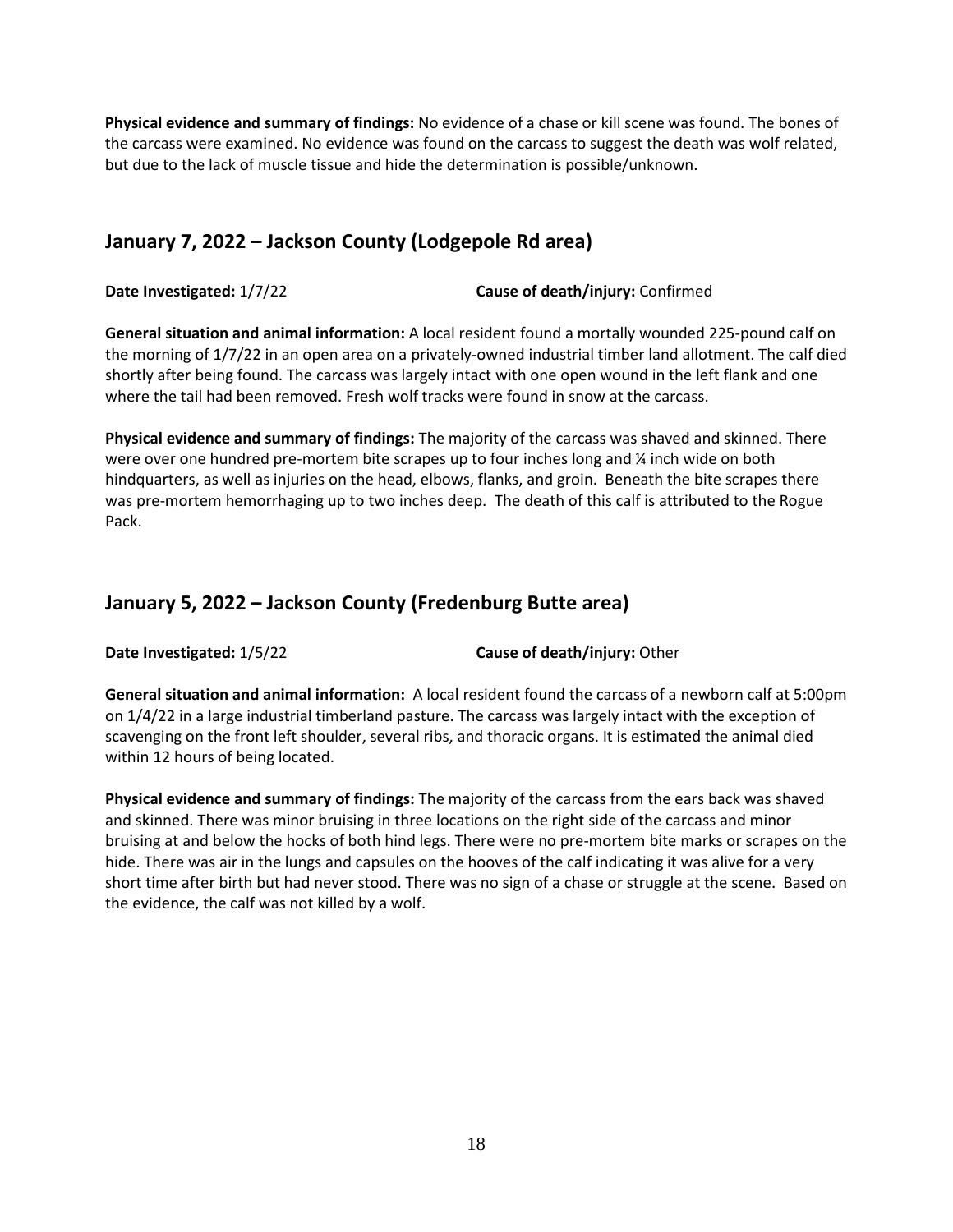**Physical evidence and summary of findings:** No evidence of a chase or kill scene was found. The bones of the carcass were examined. No evidence was found on the carcass to suggest the death was wolf related, but due to the lack of muscle tissue and hide the determination is possible/unknown.

## January 7, 2022 – Jackson County (Lodgepole Rd area)

**Date Investigated:** 1/7/22 **Cause of death/injury:** Confirmed

**General situation and animal information:** A local resident found a mortally wounded 225-pound calf on the morning of 1/7/22 in an open area on a privately-owned industrial timber land allotment. The calf died shortly after being found. The carcass was largely intact with one open wound in the left flank and one where the tail had been removed. Fresh wolf tracks were found in snow at the carcass.

**Physical evidence and summary of findings:** The majority of the carcass was shaved and skinned. There were over one hundred pre-mortem bite scrapes up to four inches long and ¼ inch wide on both hindquarters, as well as injuries on the head, elbows, flanks, and groin. Beneath the bite scrapes there was pre-mortem hemorrhaging up to two inches deep. The death of this calf is attributed to the Rogue Pack.

## January 5, 2022 – Jackson County (Fredenburg Butte area)

**Date Investigated:** 1/5/22 **Cause of death/injury:** Other

**General situation and animal information:** A local resident found the carcass of a newborn calf at 5:00pm on 1/4/22 in a large industrial timberland pasture. The carcass was largely intact with the exception of scavenging on the front left shoulder, several ribs, and thoracic organs. It is estimated the animal died within 12 hours of being located.

**Physical evidence and summary of findings:** The majority of the carcass from the ears back was shaved and skinned. There was minor bruising in three locations on the right side of the carcass and minor bruising at and below the hocks of both hind legs. There were no pre-mortem bite marks or scrapes on the hide. There was air in the lungs and capsules on the hooves of the calf indicating it was alive for a very short time after birth but had never stood. There was no sign of a chase or struggle at the scene. Based on the evidence, the calf was not killed by a wolf.